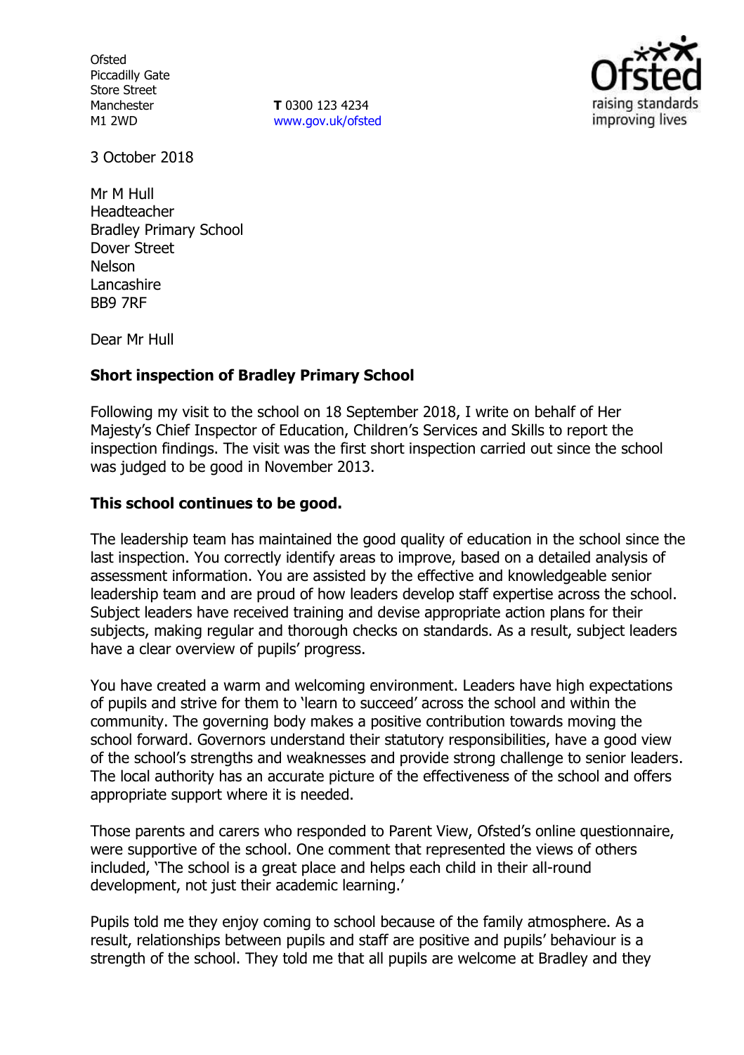Ofsted
Piccadilly Gate
Store Street
Manchester
M1 2WD

**T** 0300 123 4234
www.gov.uk/ofsted

3 October 2018

Mr M Hull
Headteacher
Bradley Primary School
Dover Street
Nelson
Lancashire
BB9 7RF

Dear Mr Hull

**Short inspection of Bradley Primary School**

Following my visit to the school on 18 September 2018, I write on behalf of Her Majesty's Chief Inspector of Education, Children's Services and Skills to report the inspection findings. The visit was the first short inspection carried out since the school was judged to be good in November 2013.

**This school continues to be good.**

The leadership team has maintained the good quality of education in the school since the last inspection. You correctly identify areas to improve, based on a detailed analysis of assessment information. You are assisted by the effective and knowledgeable senior leadership team and are proud of how leaders develop staff expertise across the school. Subject leaders have received training and devise appropriate action plans for their subjects, making regular and thorough checks on standards. As a result, subject leaders have a clear overview of pupils' progress.

You have created a warm and welcoming environment. Leaders have high expectations of pupils and strive for them to 'learn to succeed' across the school and within the community. The governing body makes a positive contribution towards moving the school forward. Governors understand their statutory responsibilities, have a good view of the school's strengths and weaknesses and provide strong challenge to senior leaders. The local authority has an accurate picture of the effectiveness of the school and offers appropriate support where it is needed.

Those parents and carers who responded to Parent View, Ofsted's online questionnaire, were supportive of the school. One comment that represented the views of others included, 'The school is a great place and helps each child in their all-round development, not just their academic learning.'

Pupils told me they enjoy coming to school because of the family atmosphere. As a result, relationships between pupils and staff are positive and pupils' behaviour is a strength of the school. They told me that all pupils are welcome at Bradley and they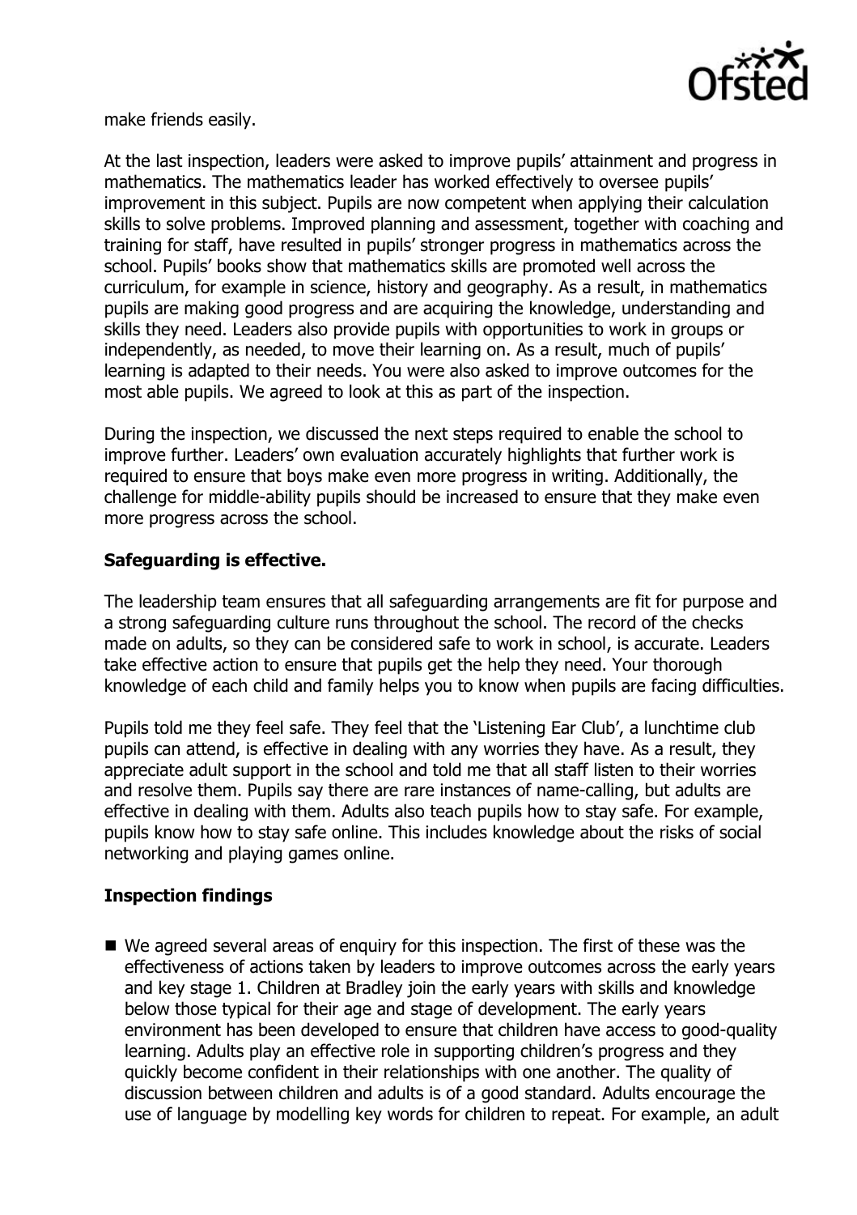make friends easily.

At the last inspection, leaders were asked to improve pupils' attainment and progress in mathematics. The mathematics leader has worked effectively to oversee pupils' improvement in this subject. Pupils are now competent when applying their calculation skills to solve problems. Improved planning and assessment, together with coaching and training for staff, have resulted in pupils' stronger progress in mathematics across the school. Pupils' books show that mathematics skills are promoted well across the curriculum, for example in science, history and geography. As a result, in mathematics pupils are making good progress and are acquiring the knowledge, understanding and skills they need. Leaders also provide pupils with opportunities to work in groups or independently, as needed, to move their learning on. As a result, much of pupils' learning is adapted to their needs. You were also asked to improve outcomes for the most able pupils. We agreed to look at this as part of the inspection.

During the inspection, we discussed the next steps required to enable the school to improve further. Leaders' own evaluation accurately highlights that further work is required to ensure that boys make even more progress in writing. Additionally, the challenge for middle-ability pupils should be increased to ensure that they make even more progress across the school.

## Safeguarding is effective.

The leadership team ensures that all safeguarding arrangements are fit for purpose and a strong safeguarding culture runs throughout the school. The record of the checks made on adults, so they can be considered safe to work in school, is accurate. Leaders take effective action to ensure that pupils get the help they need. Your thorough knowledge of each child and family helps you to know when pupils are facing difficulties.

Pupils told me they feel safe. They feel that the 'Listening Ear Club', a lunchtime club pupils can attend, is effective in dealing with any worries they have. As a result, they appreciate adult support in the school and told me that all staff listen to their worries and resolve them. Pupils say there are rare instances of name-calling, but adults are effective in dealing with them. Adults also teach pupils how to stay safe. For example, pupils know how to stay safe online. This includes knowledge about the risks of social networking and playing games online.

## Inspection findings

- We agreed several areas of enquiry for this inspection. The first of these was the effectiveness of actions taken by leaders to improve outcomes across the early years and key stage 1. Children at Bradley join the early years with skills and knowledge below those typical for their age and stage of development. The early years environment has been developed to ensure that children have access to good-quality learning. Adults play an effective role in supporting children's progress and they quickly become confident in their relationships with one another. The quality of discussion between children and adults is of a good standard. Adults encourage the use of language by modelling key words for children to repeat. For example, an adult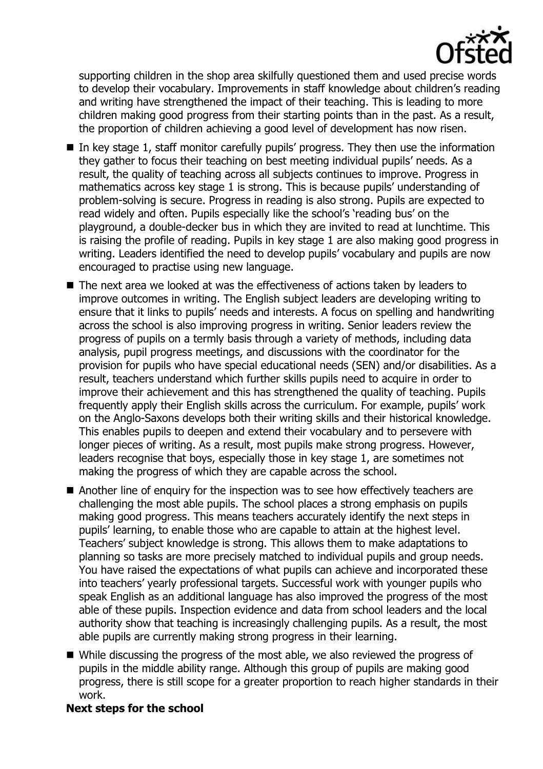supporting children in the shop area skilfully questioned them and used precise words to develop their vocabulary. Improvements in staff knowledge about children's reading and writing have strengthened the impact of their teaching. This is leading to more children making good progress from their starting points than in the past. As a result, the proportion of children achieving a good level of development has now risen.

- In key stage 1, staff monitor carefully pupils' progress. They then use the information they gather to focus their teaching on best meeting individual pupils' needs. As a result, the quality of teaching across all subjects continues to improve. Progress in mathematics across key stage 1 is strong. This is because pupils' understanding of problem-solving is secure. Progress in reading is also strong. Pupils are expected to read widely and often. Pupils especially like the school's 'reading bus' on the playground, a double-decker bus in which they are invited to read at lunchtime. This is raising the profile of reading. Pupils in key stage 1 are also making good progress in writing. Leaders identified the need to develop pupils' vocabulary and pupils are now encouraged to practise using new language.
- The next area we looked at was the effectiveness of actions taken by leaders to improve outcomes in writing. The English subject leaders are developing writing to ensure that it links to pupils' needs and interests. A focus on spelling and handwriting across the school is also improving progress in writing. Senior leaders review the progress of pupils on a termly basis through a variety of methods, including data analysis, pupil progress meetings, and discussions with the coordinator for the provision for pupils who have special educational needs (SEN) and/or disabilities. As a result, teachers understand which further skills pupils need to acquire in order to improve their achievement and this has strengthened the quality of teaching. Pupils frequently apply their English skills across the curriculum. For example, pupils' work on the Anglo-Saxons develops both their writing skills and their historical knowledge. This enables pupils to deepen and extend their vocabulary and to persevere with longer pieces of writing. As a result, most pupils make strong progress. However, leaders recognise that boys, especially those in key stage 1, are sometimes not making the progress of which they are capable across the school.
- Another line of enquiry for the inspection was to see how effectively teachers are challenging the most able pupils. The school places a strong emphasis on pupils making good progress. This means teachers accurately identify the next steps in pupils' learning, to enable those who are capable to attain at the highest level. Teachers' subject knowledge is strong. This allows them to make adaptations to planning so tasks are more precisely matched to individual pupils and group needs. You have raised the expectations of what pupils can achieve and incorporated these into teachers' yearly professional targets. Successful work with younger pupils who speak English as an additional language has also improved the progress of the most able of these pupils. Inspection evidence and data from school leaders and the local authority show that teaching is increasingly challenging pupils. As a result, the most able pupils are currently making strong progress in their learning.
- While discussing the progress of the most able, we also reviewed the progress of pupils in the middle ability range. Although this group of pupils are making good progress, there is still scope for a greater proportion to reach higher standards in their work.

**Next steps for the school**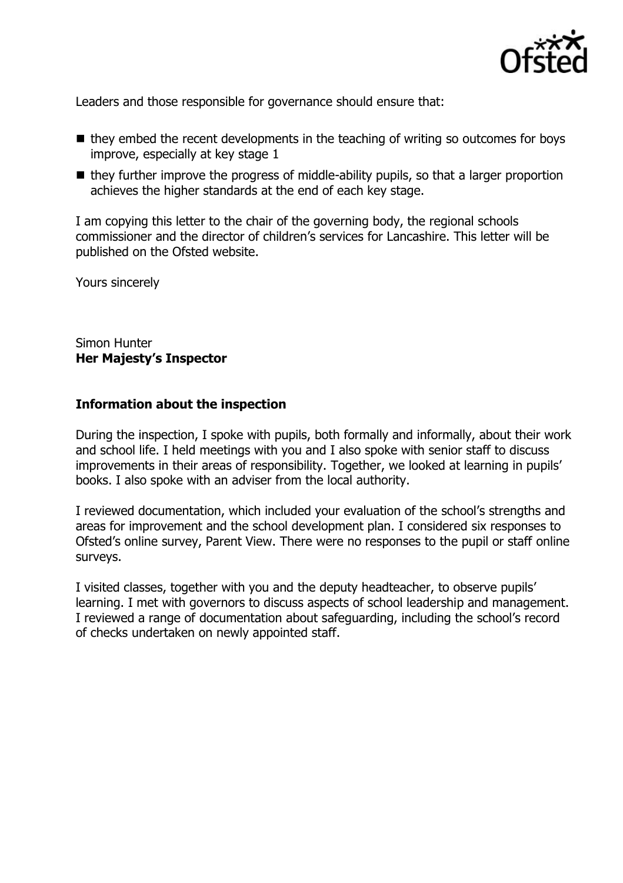Leaders and those responsible for governance should ensure that:

- they embed the recent developments in the teaching of writing so outcomes for boys improve, especially at key stage 1
- they further improve the progress of middle-ability pupils, so that a larger proportion achieves the higher standards at the end of each key stage.

I am copying this letter to the chair of the governing body, the regional schools commissioner and the director of children's services for Lancashire. This letter will be published on the Ofsted website.

Yours sincerely

Simon Hunter
**Her Majesty's Inspector**

## Information about the inspection

During the inspection, I spoke with pupils, both formally and informally, about their work and school life. I held meetings with you and I also spoke with senior staff to discuss improvements in their areas of responsibility. Together, we looked at learning in pupils' books. I also spoke with an adviser from the local authority.

I reviewed documentation, which included your evaluation of the school's strengths and areas for improvement and the school development plan. I considered six responses to Ofsted's online survey, Parent View. There were no responses to the pupil or staff online surveys.

I visited classes, together with you and the deputy headteacher, to observe pupils' learning. I met with governors to discuss aspects of school leadership and management. I reviewed a range of documentation about safeguarding, including the school's record of checks undertaken on newly appointed staff.